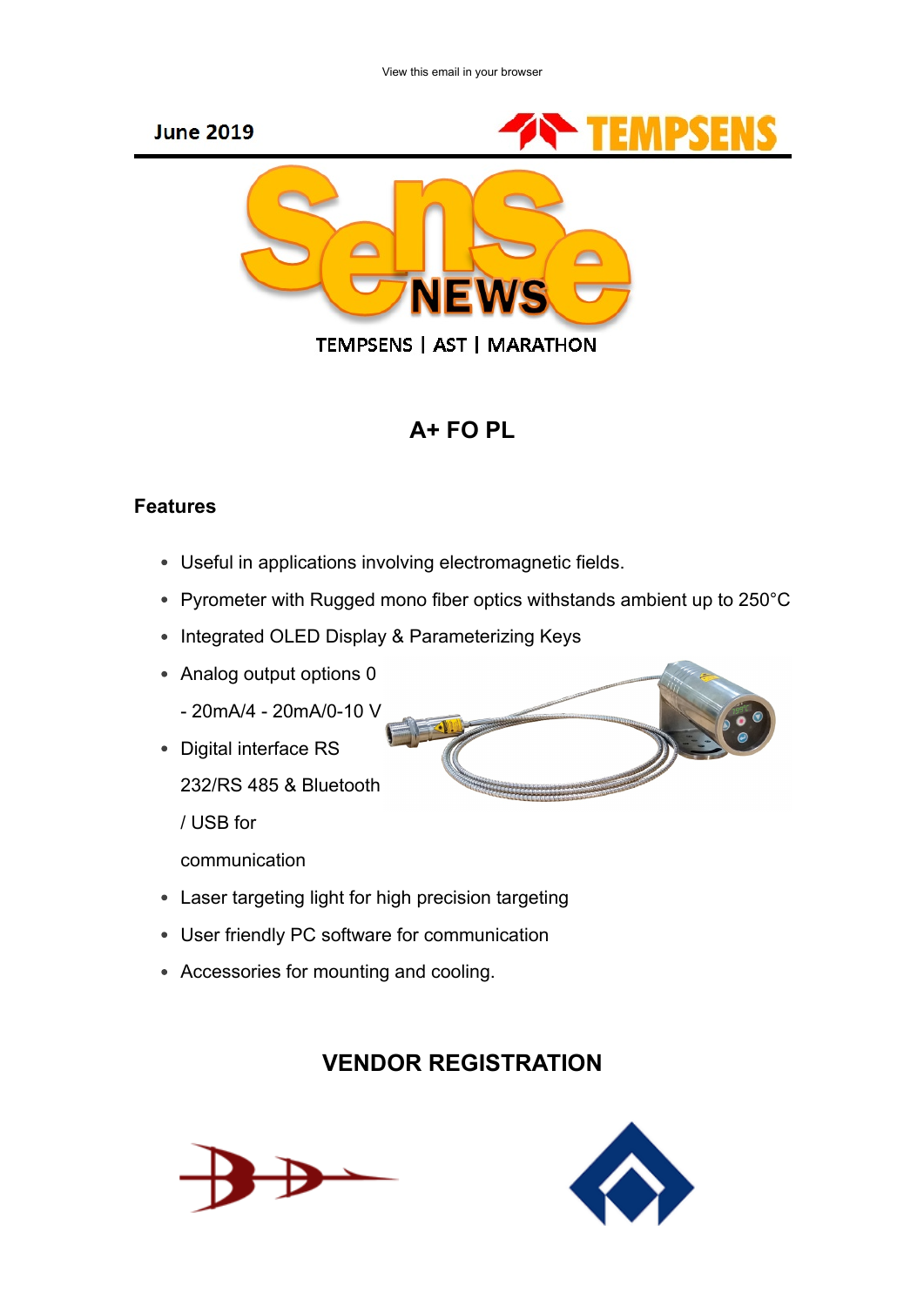View this email in your browser

June 2019

TEMPSENS

# SenSe NEWS

TEMPSENS | AST | MARATHON

## A+ FO PL

### Features

- Useful in applications involving electromagnetic fields.
- Pyrometer with Rugged mono fiber optics withstands ambient up to 250°C
- Integrated OLED Display & Parameterizing Keys
- Analog output options 0 - 20mA/4 - 20mA/0-10 V
- Digital interface RS 232/RS 485 & Bluetooth / USB for communication
- Laser targeting light for high precision targeting
- User friendly PC software for communication
- Accessories for mounting and cooling.

## VENDOR REGISTRATION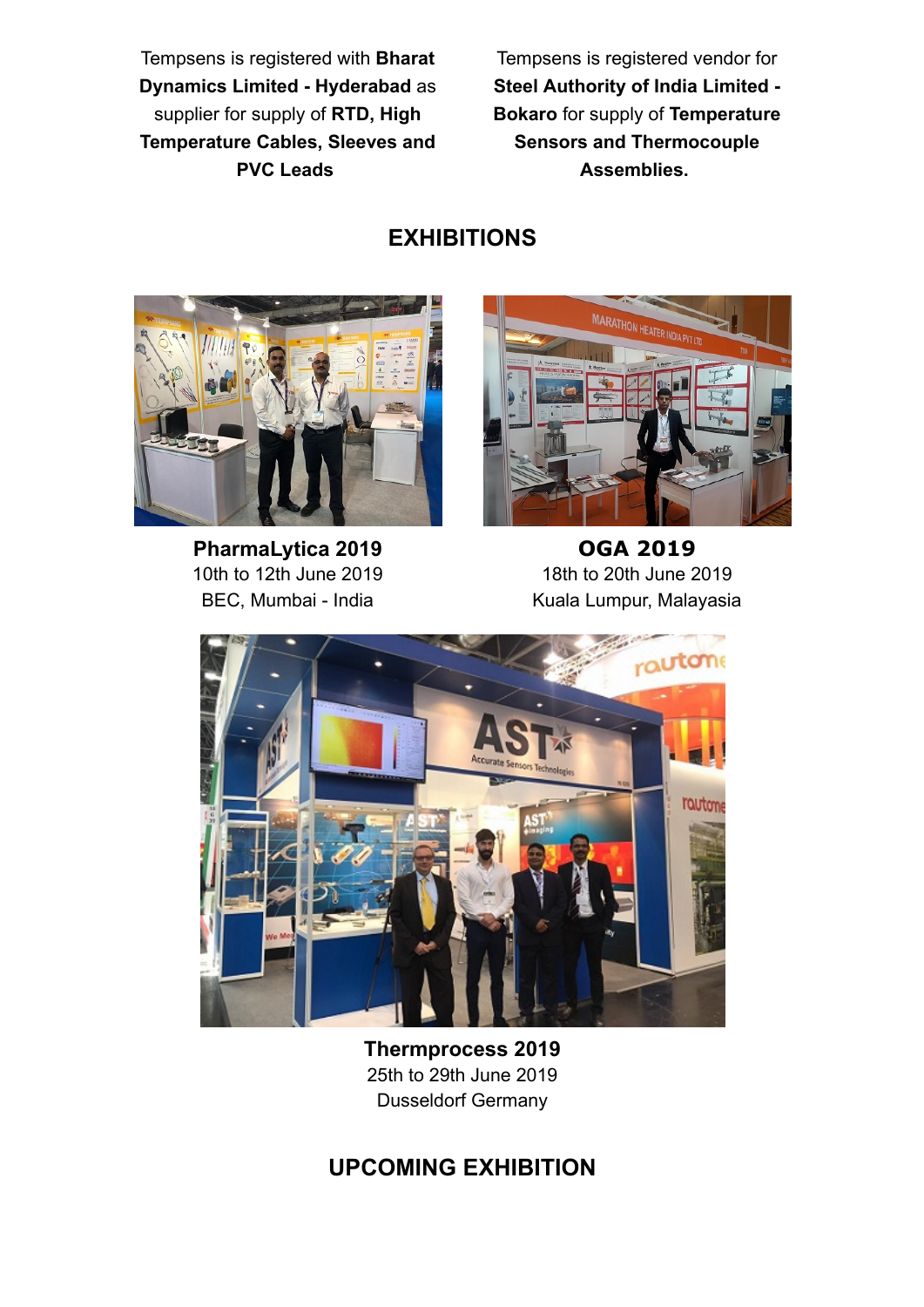Tempsens is registered with **Bharat Dynamics Limited - Hyderabad** as supplier for supply of **RTD, High Temperature Cables, Sleeves and PVC Leads**

Tempsens is registered vendor for **Steel Authority of India Limited - Bokaro** for supply of **Temperature Sensors and Thermocouple Assemblies.**

## EXHIBITIONS

**PharmaLytica 2019**
10th to 12th June 2019
BEC, Mumbai - India

**OGA 2019**
18th to 20th June 2019
Kuala Lumpur, Malayasia

**Thermprocess 2019**
25th to 29th June 2019
Dusseldorf Germany

## UPCOMING EXHIBITION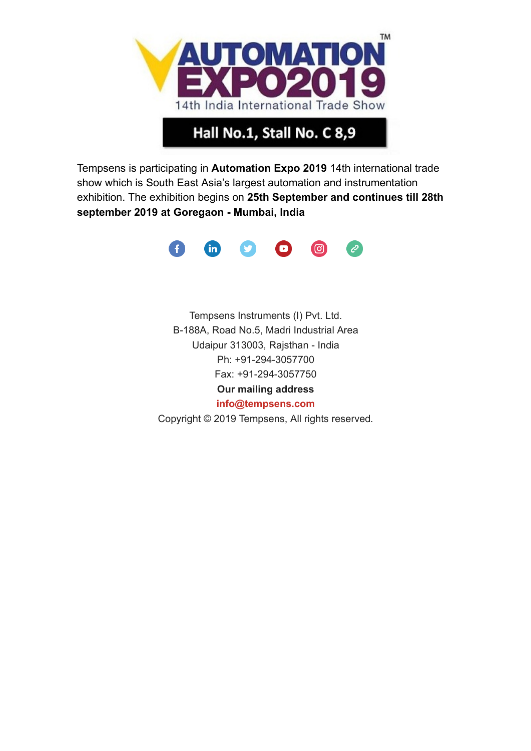AUTOMATION EXPO2019™

14th India International Trade Show

**Hall No.1, Stall No. C 8,9**

Tempsens is participating in **Automation Expo 2019** 14th international trade show which is South East Asia's largest automation and instrumentation exhibition. The exhibition begins on **25th September and continues till 28th september 2019 at Goregaon - Mumbai, India**

Tempsens Instruments (I) Pvt. Ltd.
B-188A, Road No.5, Madri Industrial Area
Udaipur 313003, Rajsthan - India
Ph: +91-294-3057700
Fax: +91-294-3057750
**Our mailing address**
**info@tempsens.com**
Copyright © 2019 Tempsens, All rights reserved.